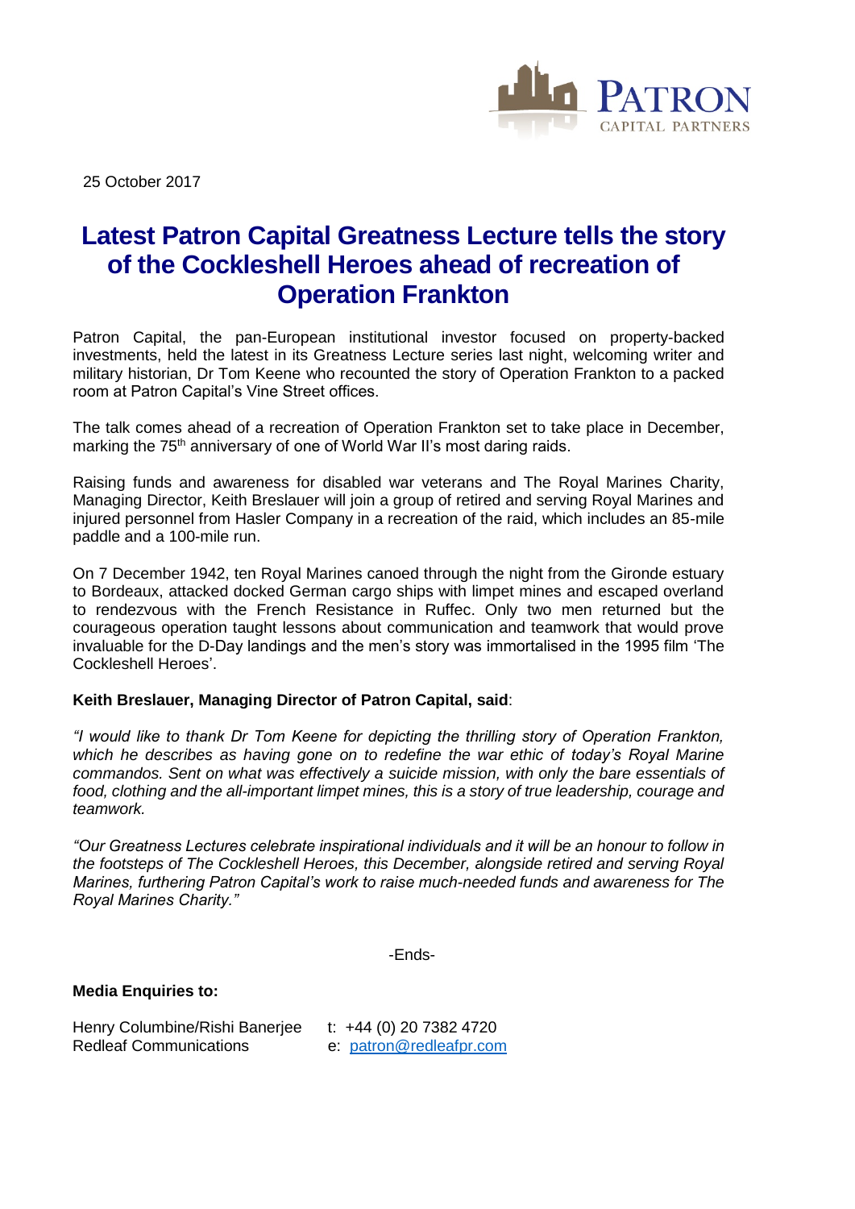PATRON CAPITAL PARTNERS

25 October 2017

# Latest Patron Capital Greatness Lecture tells the story of the Cockleshell Heroes ahead of recreation of Operation Frankton

Patron Capital, the pan-European institutional investor focused on property-backed investments, held the latest in its Greatness Lecture series last night, welcoming writer and military historian, Dr Tom Keene who recounted the story of Operation Frankton to a packed room at Patron Capital's Vine Street offices.

The talk comes ahead of a recreation of Operation Frankton set to take place in December, marking the 75th anniversary of one of World War II's most daring raids.

Raising funds and awareness for disabled war veterans and The Royal Marines Charity, Managing Director, Keith Breslauer will join a group of retired and serving Royal Marines and injured personnel from Hasler Company in a recreation of the raid, which includes an 85-mile paddle and a 100-mile run.

On 7 December 1942, ten Royal Marines canoed through the night from the Gironde estuary to Bordeaux, attacked docked German cargo ships with limpet mines and escaped overland to rendezvous with the French Resistance in Ruffec. Only two men returned but the courageous operation taught lessons about communication and teamwork that would prove invaluable for the D-Day landings and the men's story was immortalised in the 1995 film 'The Cockleshell Heroes'.

**Keith Breslauer, Managing Director of Patron Capital, said**:

*"I would like to thank Dr Tom Keene for depicting the thrilling story of Operation Frankton, which he describes as having gone on to redefine the war ethic of today's Royal Marine commandos. Sent on what was effectively a suicide mission, with only the bare essentials of food, clothing and the all-important limpet mines, this is a story of true leadership, courage and teamwork.*

*"Our Greatness Lectures celebrate inspirational individuals and it will be an honour to follow in the footsteps of The Cockleshell Heroes, this December, alongside retired and serving Royal Marines, furthering Patron Capital's work to raise much-needed funds and awareness for The Royal Marines Charity."*

-Ends-

**Media Enquiries to:**

Henry Columbine/Rishi Banerjee t: +44 (0) 20 7382 4720
Redleaf Communications e: patron@redleafpr.com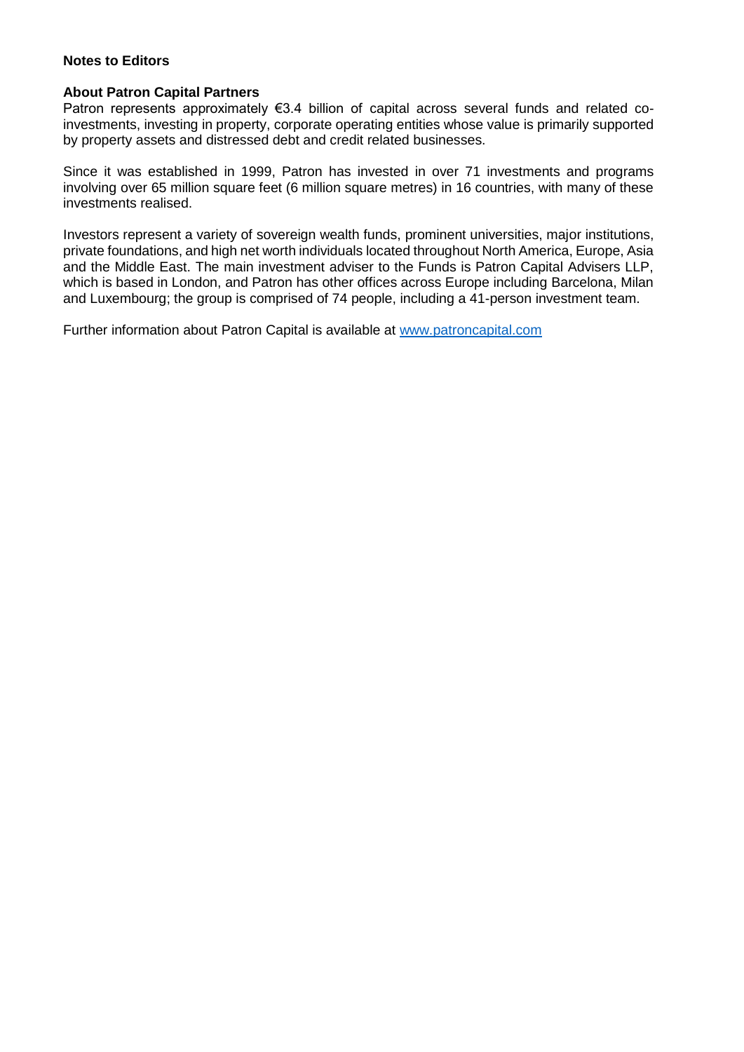**Notes to Editors**

**About Patron Capital Partners**
Patron represents approximately €3.4 billion of capital across several funds and related co-investments, investing in property, corporate operating entities whose value is primarily supported by property assets and distressed debt and credit related businesses.

Since it was established in 1999, Patron has invested in over 71 investments and programs involving over 65 million square feet (6 million square metres) in 16 countries, with many of these investments realised.

Investors represent a variety of sovereign wealth funds, prominent universities, major institutions, private foundations, and high net worth individuals located throughout North America, Europe, Asia and the Middle East. The main investment adviser to the Funds is Patron Capital Advisers LLP, which is based in London, and Patron has other offices across Europe including Barcelona, Milan and Luxembourg; the group is comprised of 74 people, including a 41-person investment team.

Further information about Patron Capital is available at [www.patroncapital.com](http://www.patroncapital.com)